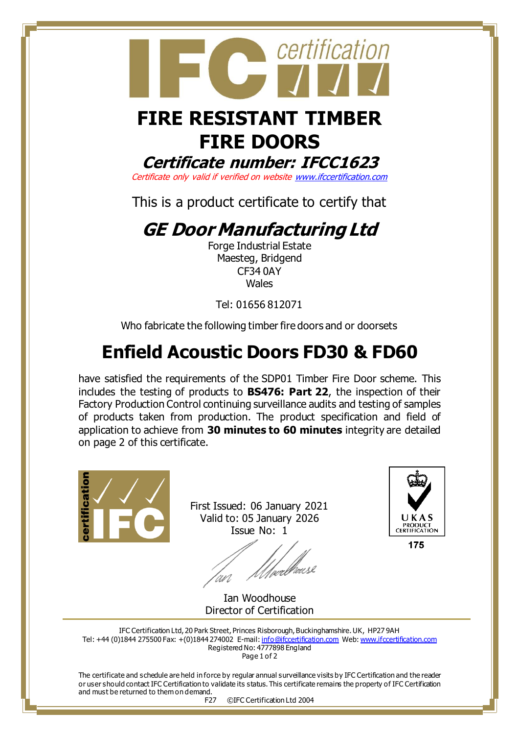# FIRE RESISTANT TIMBER FIRE DOORS

## *Certificate number: IFCC1623*

*Certificate only valid if verified on website www.ifccertification.com*

This is a product certificate to certify that

## *GE Door Manufacturing Ltd*

Forge Industrial Estate
Maesteg, Bridgend
CF34 0AY
Wales

Tel: 01656 812071

Who fabricate the following timber fire doors and or doorsets

# Enfield Acoustic Doors FD30 & FD60

have satisfied the requirements of the SDP01 Timber Fire Door scheme. This includes the testing of products to **BS476: Part 22**, the inspection of their Factory Production Control continuing surveillance audits and testing of samples of products taken from production. The product specification and field of application to achieve from **30 minutes to 60 minutes** integrity are detailed on page 2 of this certificate.

First Issued: 06 January 2021
Valid to: 05 January 2026
Issue No: 1

Ian Woodhouse
Director of Certification

UKAS PRODUCT CERTIFICATION
175

IFC Certification Ltd, 20 Park Street, Princes Risborough, Buckinghamshire. UK, HP27 9AH
Tel: +44 (0)1844 275500 Fax: +(0)1844 274002 E-mail: info@ifccertification.com Web: www.ifccertification.com
Registered No: 4777898 England

The certificate and schedule are held in force by regular annual surveillance visits by IFC Certification and the reader or user should contact IFC Certification to validate its status. This certificate remains the property of IFC Certification and must be returned to them on demand.

F27 ©IFC Certification Ltd 2004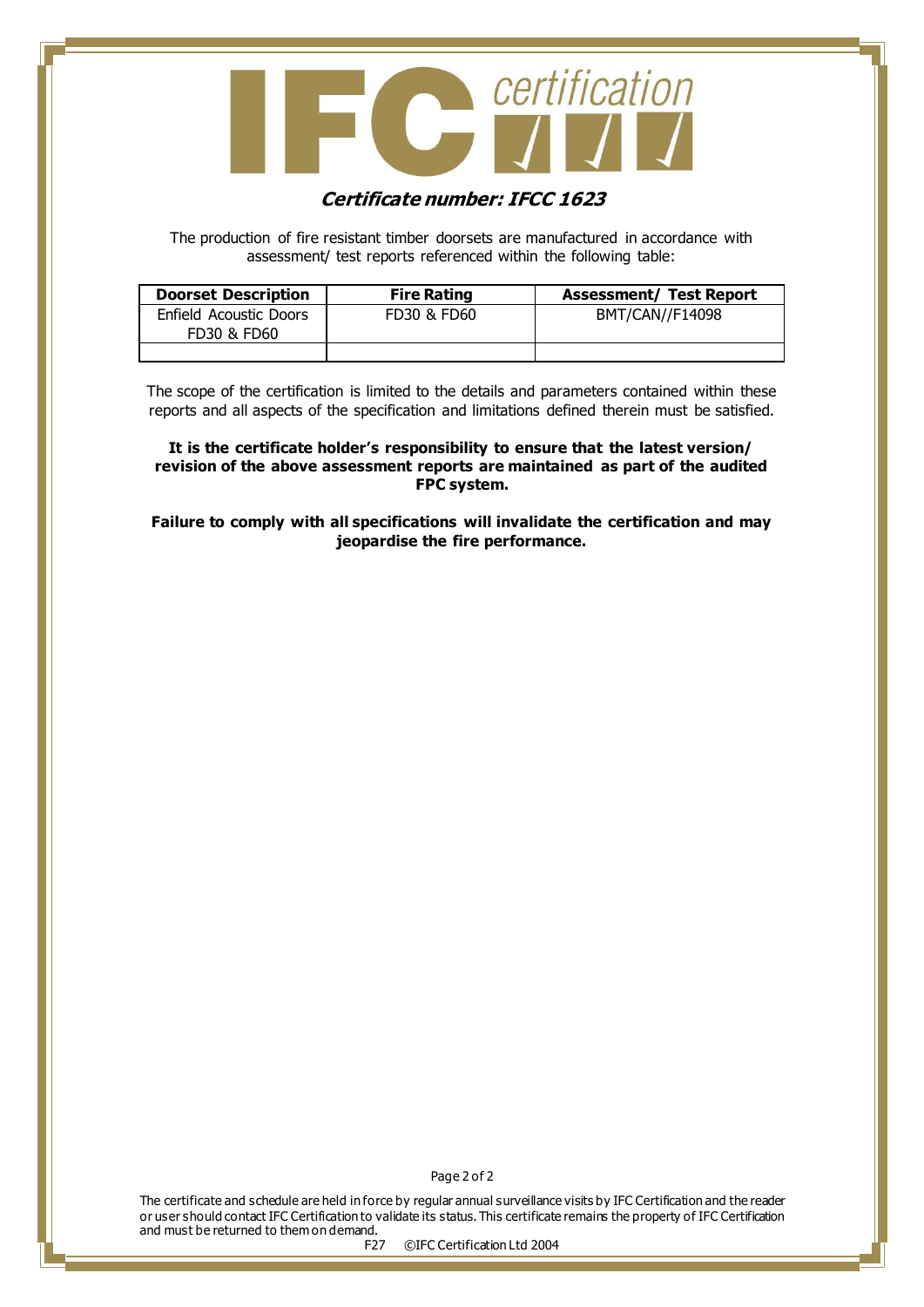# IFC certification

***Certificate number: IFCC 1623***

The production of fire resistant timber doorsets are manufactured in accordance with assessment/ test reports referenced within the following table:

| Doorset Description | Fire Rating | Assessment/ Test Report |
|---|---|---|
| Enfield Acoustic Doors FD30 & FD60 | FD30 & FD60 | BMT/CAN//F14098 |
| | | |

The scope of the certification is limited to the details and parameters contained within these reports and all aspects of the specification and limitations defined therein must be satisfied.

**It is the certificate holder's responsibility to ensure that the latest version/ revision of the above assessment reports are maintained as part of the audited FPC system.**

**Failure to comply with all specifications will invalidate the certification and may jeopardise the fire performance.**

The certificate and schedule are held in force by regular annual surveillance visits by IFC Certification and the reader or user should contact IFC Certification to validate its status. This certificate remains the property of IFC Certification and must be returned to them on demand.

F27 ©IFC Certification Ltd 2004